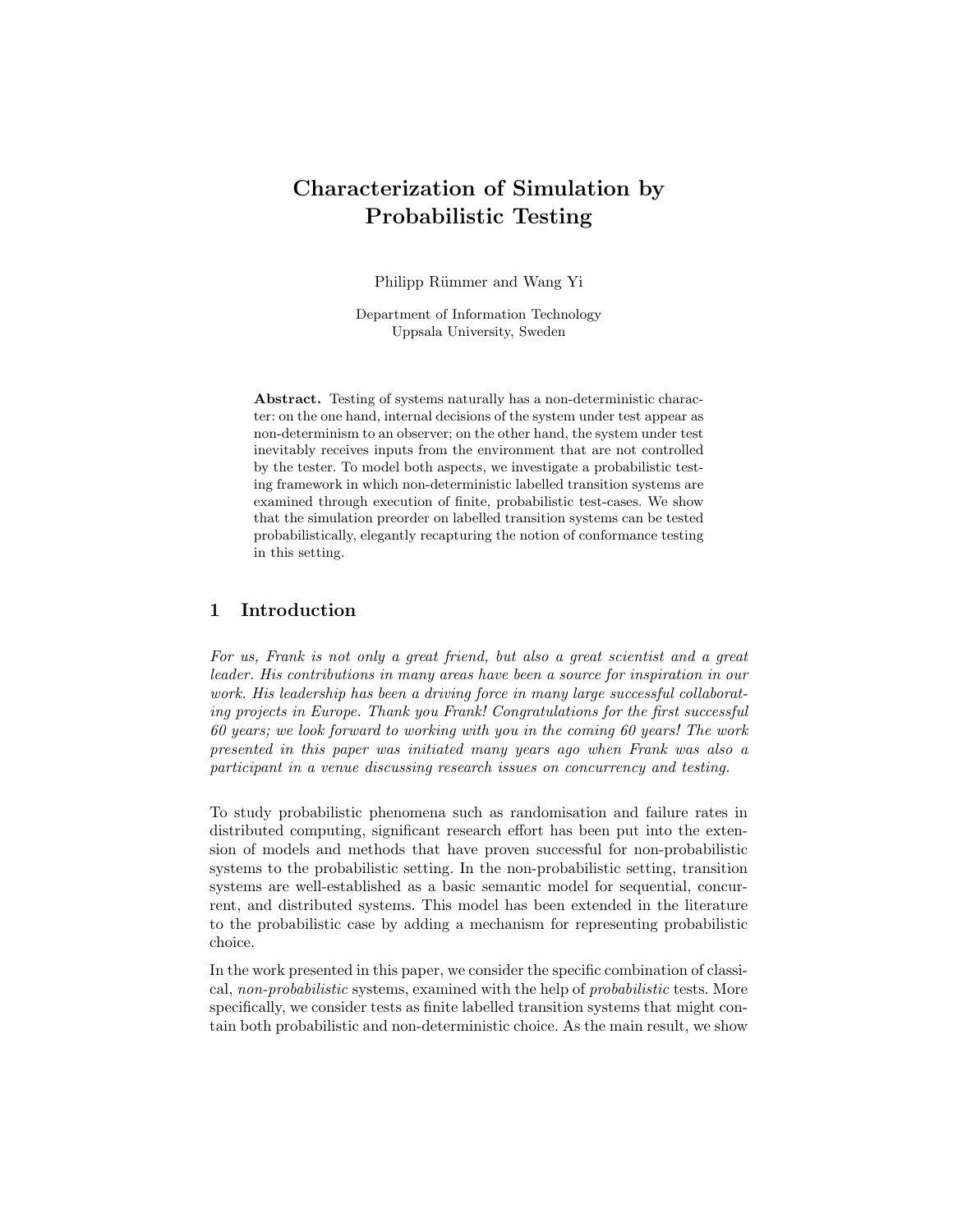# Characterization of Simulation by Probabilistic Testing

Philipp Rümmer and Wang Yi

Department of Information Technology
Uppsala University, Sweden

**Abstract.** Testing of systems naturally has a non-deterministic character: on the one hand, internal decisions of the system under test appear as non-determinism to an observer; on the other hand, the system under test inevitably receives inputs from the environment that are not controlled by the tester. To model both aspects, we investigate a probabilistic testing framework in which non-deterministic labelled transition systems are examined through execution of finite, probabilistic test-cases. We show that the simulation preorder on labelled transition systems can be tested probabilistically, elegantly recapturing the notion of conformance testing in this setting.

## 1 Introduction

*For us, Frank is not only a great friend, but also a great scientist and a great leader. His contributions in many areas have been a source for inspiration in our work. His leadership has been a driving force in many large successful collaborating projects in Europe. Thank you Frank! Congratulations for the first successful 60 years; we look forward to working with you in the coming 60 years! The work presented in this paper was initiated many years ago when Frank was also a participant in a venue discussing research issues on concurrency and testing.*

To study probabilistic phenomena such as randomisation and failure rates in distributed computing, significant research effort has been put into the extension of models and methods that have proven successful for non-probabilistic systems to the probabilistic setting. In the non-probabilistic setting, transition systems are well-established as a basic semantic model for sequential, concurrent, and distributed systems. This model has been extended in the literature to the probabilistic case by adding a mechanism for representing probabilistic choice.

In the work presented in this paper, we consider the specific combination of classical, *non-probabilistic* systems, examined with the help of *probabilistic* tests. More specifically, we consider tests as finite labelled transition systems that might contain both probabilistic and non-deterministic choice. As the main result, we show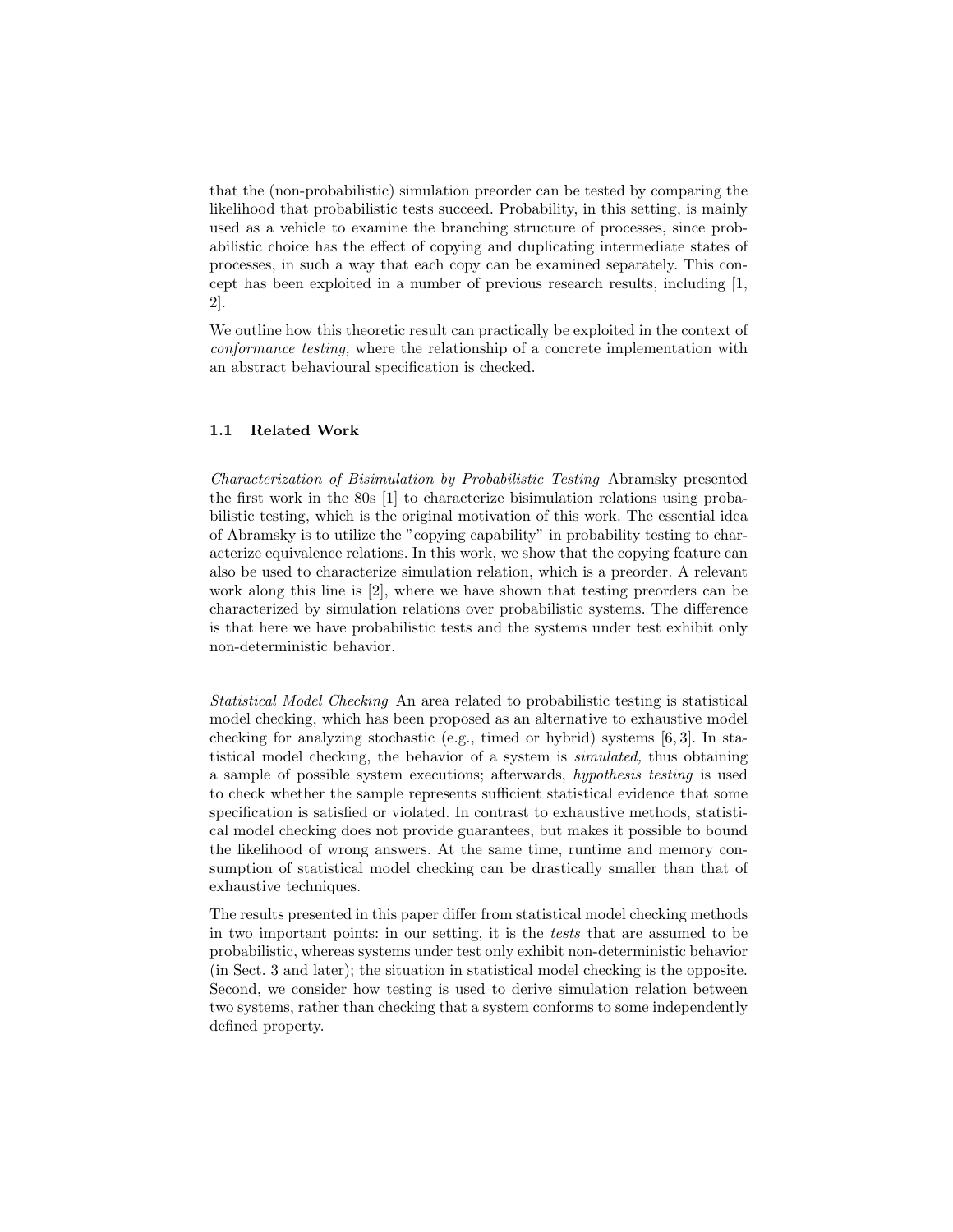that the (non-probabilistic) simulation preorder can be tested by comparing the likelihood that probabilistic tests succeed. Probability, in this setting, is mainly used as a vehicle to examine the branching structure of processes, since probabilistic choice has the effect of copying and duplicating intermediate states of processes, in such a way that each copy can be examined separately. This concept has been exploited in a number of previous research results, including [1, 2].

We outline how this theoretic result can practically be exploited in the context of *conformance testing,* where the relationship of a concrete implementation with an abstract behavioural specification is checked.

### 1.1 Related Work

*Characterization of Bisimulation by Probabilistic Testing* Abramsky presented the first work in the 80s [1] to characterize bisimulation relations using probabilistic testing, which is the original motivation of this work. The essential idea of Abramsky is to utilize the "copying capability" in probability testing to characterize equivalence relations. In this work, we show that the copying feature can also be used to characterize simulation relation, which is a preorder. A relevant work along this line is [2], where we have shown that testing preorders can be characterized by simulation relations over probabilistic systems. The difference is that here we have probabilistic tests and the systems under test exhibit only non-deterministic behavior.

*Statistical Model Checking* An area related to probabilistic testing is statistical model checking, which has been proposed as an alternative to exhaustive model checking for analyzing stochastic (e.g., timed or hybrid) systems [6, 3]. In statistical model checking, the behavior of a system is *simulated,* thus obtaining a sample of possible system executions; afterwards, *hypothesis testing* is used to check whether the sample represents sufficient statistical evidence that some specification is satisfied or violated. In contrast to exhaustive methods, statistical model checking does not provide guarantees, but makes it possible to bound the likelihood of wrong answers. At the same time, runtime and memory consumption of statistical model checking can be drastically smaller than that of exhaustive techniques.

The results presented in this paper differ from statistical model checking methods in two important points: in our setting, it is the *tests* that are assumed to be probabilistic, whereas systems under test only exhibit non-deterministic behavior (in Sect. 3 and later); the situation in statistical model checking is the opposite. Second, we consider how testing is used to derive simulation relation between two systems, rather than checking that a system conforms to some independently defined property.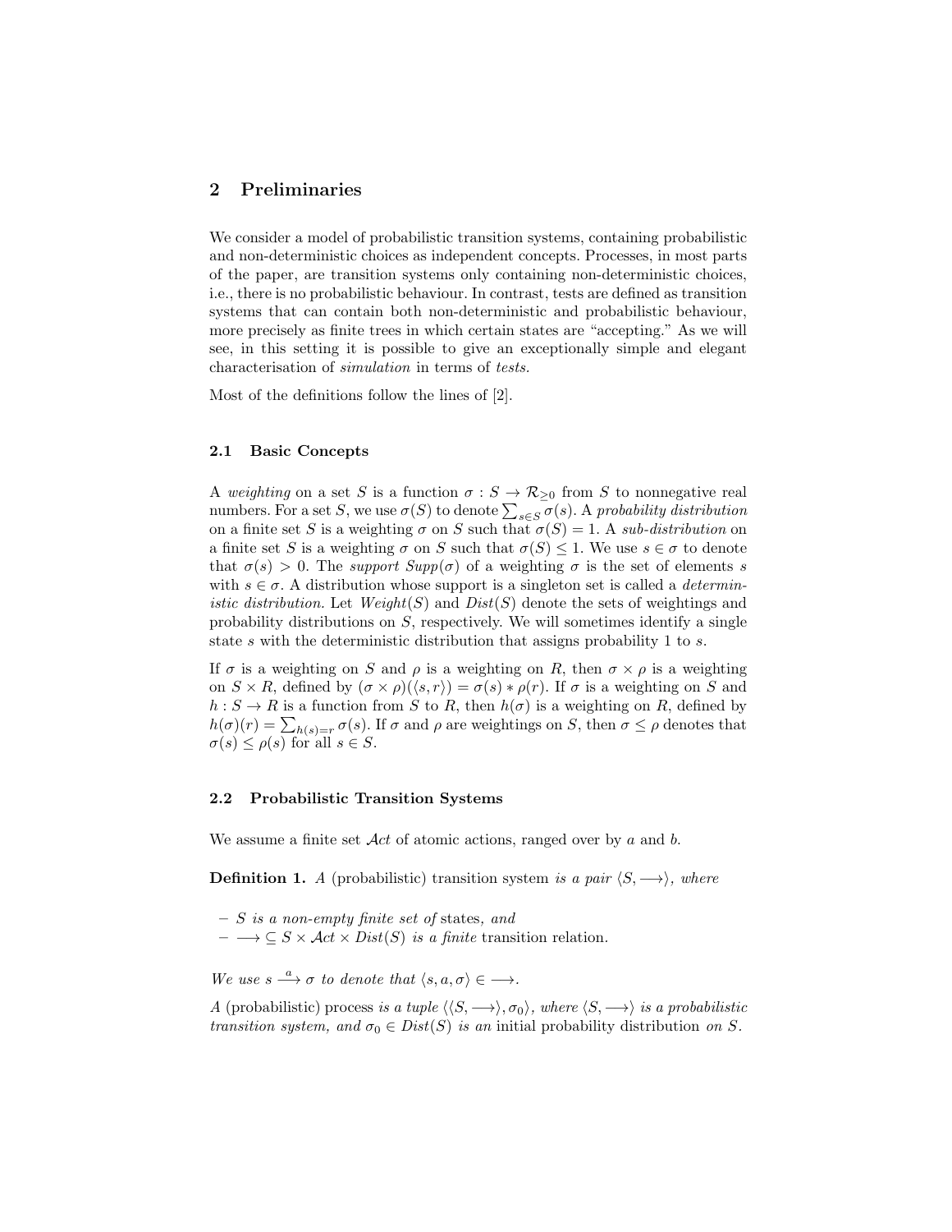## 2 Preliminaries

We consider a model of probabilistic transition systems, containing probabilistic and non-deterministic choices as independent concepts. Processes, in most parts of the paper, are transition systems only containing non-deterministic choices, i.e., there is no probabilistic behaviour. In contrast, tests are defined as transition systems that can contain both non-deterministic and probabilistic behaviour, more precisely as finite trees in which certain states are "accepting." As we will see, in this setting it is possible to give an exceptionally simple and elegant characterisation of *simulation* in terms of *tests*.

Most of the definitions follow the lines of [2].

### 2.1 Basic Concepts

A *weighting* on a set $S$ is a function $\sigma : S \to \mathcal{R}_{\geq 0}$ from $S$ to nonnegative real numbers. For a set $S$, we use $\sigma(S)$ to denote $\sum_{s \in S} \sigma(s)$. A *probability distribution* on a finite set $S$ is a weighting $\sigma$ on $S$ such that $\sigma(S) = 1$. A *sub-distribution* on a finite set $S$ is a weighting $\sigma$ on $S$ such that $\sigma(S) \leq 1$. We use $s \in \sigma$ to denote that $\sigma(s) > 0$. The *support* $Supp(\sigma)$ of a weighting $\sigma$ is the set of elements $s$ with $s \in \sigma$. A distribution whose support is a singleton set is called a *deterministic distribution*. Let $Weight(S)$ and $Dist(S)$ denote the sets of weightings and probability distributions on $S$, respectively. We will sometimes identify a single state $s$ with the deterministic distribution that assigns probability 1 to $s$.

If $\sigma$ is a weighting on $S$ and $\rho$ is a weighting on $R$, then $\sigma \times \rho$ is a weighting on $S \times R$, defined by $(\sigma \times \rho)(\langle s, r \rangle) = \sigma(s) * \rho(r)$. If $\sigma$ is a weighting on $S$ and $h : S \to R$ is a function from $S$ to $R$, then $h(\sigma)$ is a weighting on $R$, defined by $h(\sigma)(r) = \sum_{h(s)=r} \sigma(s)$. If $\sigma$ and $\rho$ are weightings on $S$, then $\sigma \leq \rho$ denotes that $\sigma(s) \leq \rho(s)$ for all $s \in S$.

### 2.2 Probabilistic Transition Systems

We assume a finite set $\mathcal{A}ct$ of atomic actions, ranged over by $a$ and $b$.

**Definition 1.** *A* (probabilistic) transition system *is a pair* $\langle S, \longrightarrow \rangle$*, where*

- $S$ *is a non-empty finite set of* states*, and*
- $\longrightarrow \subseteq S \times \mathcal{A}ct \times Dist(S)$ *is a finite* transition relation.

*We use* $s \xrightarrow{a} \sigma$ *to denote that* $\langle s, a, \sigma \rangle \in \longrightarrow$.

*A* (probabilistic) process *is a tuple* $\langle \langle S, \longrightarrow \rangle, \sigma_0 \rangle$*, where* $\langle S, \longrightarrow \rangle$ *is a probabilistic transition system, and* $\sigma_0 \in Dist(S)$ *is an* initial probability distribution *on* $S$.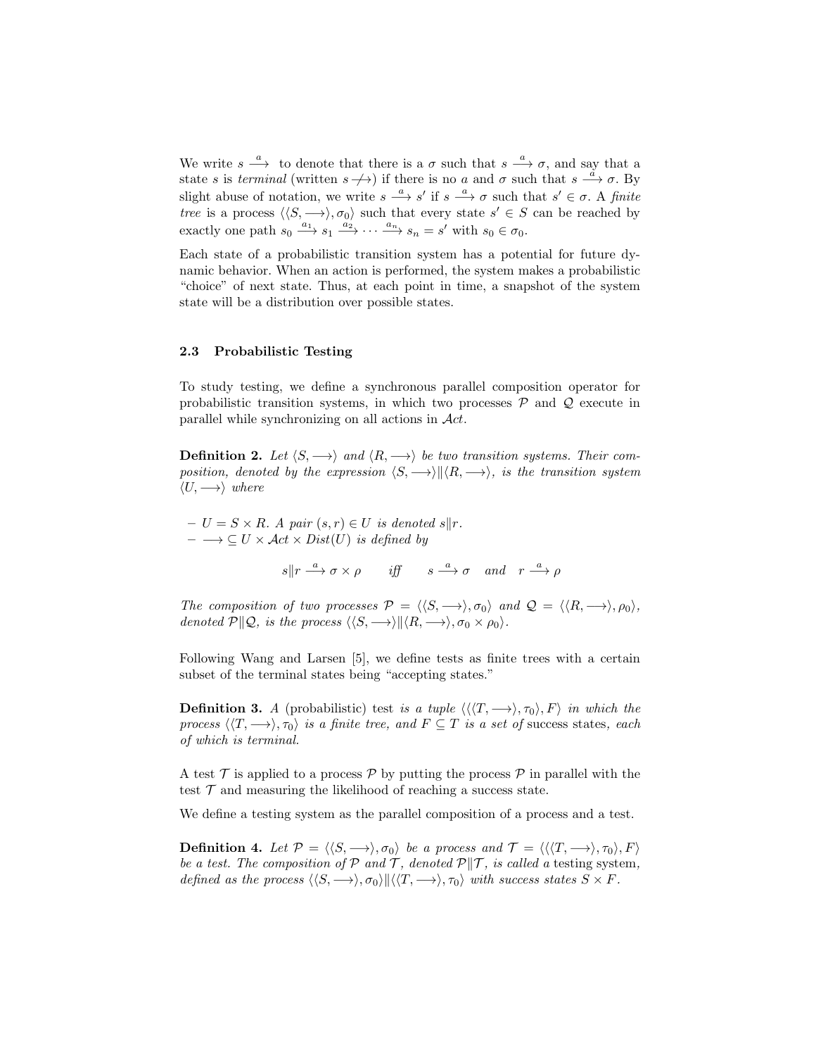We write $s \xrightarrow{a}$ to denote that there is a $\sigma$ such that $s \xrightarrow{a} \sigma$, and say that a state $s$ is *terminal* (written $s \not\longrightarrow$) if there is no $a$ and $\sigma$ such that $s \xrightarrow{a} \sigma$. By slight abuse of notation, we write $s \xrightarrow{a} s'$ if $s \xrightarrow{a} \sigma$ such that $s' \in \sigma$. A *finite tree* is a process $\langle\langle S, \longrightarrow\rangle, \sigma_0\rangle$ such that every state $s' \in S$ can be reached by exactly one path $s_0 \xrightarrow{a_1} s_1 \xrightarrow{a_2} \cdots \xrightarrow{a_n} s_n = s'$ with $s_0 \in \sigma_0$.

Each state of a probabilistic transition system has a potential for future dynamic behavior. When an action is performed, the system makes a probabilistic "choice" of next state. Thus, at each point in time, a snapshot of the system state will be a distribution over possible states.

### 2.3 Probabilistic Testing

To study testing, we define a synchronous parallel composition operator for probabilistic transition systems, in which two processes $\mathcal{P}$ and $\mathcal{Q}$ execute in parallel while synchronizing on all actions in $\mathcal{A}ct$.

**Definition 2.** *Let $\langle S, \longrightarrow\rangle$ and $\langle R, \longrightarrow\rangle$ be two transition systems. Their composition, denoted by the expression $\langle S, \longrightarrow\rangle \| \langle R, \longrightarrow\rangle$, is the transition system $\langle U, \longrightarrow\rangle$ where*

- *$U = S \times R$. A pair $(s, r) \in U$ is denoted $s\|r$.*
- *$\longrightarrow \subseteq U \times \mathcal{A}ct \times Dist(U)$ is defined by*

$$s\|r \xrightarrow{a} \sigma \times \rho \qquad \textit{iff} \qquad s \xrightarrow{a} \sigma \quad \textit{and} \quad r \xrightarrow{a} \rho$$

*The composition of two processes $\mathcal{P} = \langle\langle S, \longrightarrow\rangle, \sigma_0\rangle$ and $\mathcal{Q} = \langle\langle R, \longrightarrow\rangle, \rho_0\rangle$, denoted $\mathcal{P}\|\mathcal{Q}$, is the process $\langle\langle S, \longrightarrow\rangle \| \langle R, \longrightarrow\rangle, \sigma_0 \times \rho_0\rangle$.*

Following Wang and Larsen [5], we define tests as finite trees with a certain subset of the terminal states being "accepting states."

**Definition 3.** *A* (probabilistic) test *is a tuple $\langle\langle\langle T, \longrightarrow\rangle, \tau_0\rangle, F\rangle$ in which the process $\langle\langle T, \longrightarrow\rangle, \tau_0\rangle$ is a finite tree, and $F \subseteq T$ is a set of* success states*, each of which is terminal.*

A test $\mathcal{T}$ is applied to a process $\mathcal{P}$ by putting the process $\mathcal{P}$ in parallel with the test $\mathcal{T}$ and measuring the likelihood of reaching a success state.

We define a testing system as the parallel composition of a process and a test.

**Definition 4.** *Let $\mathcal{P} = \langle\langle S, \longrightarrow\rangle, \sigma_0\rangle$ be a process and $\mathcal{T} = \langle\langle\langle T, \longrightarrow\rangle, \tau_0\rangle, F\rangle$ be a test. The composition of $\mathcal{P}$ and $\mathcal{T}$, denoted $\mathcal{P}\|\mathcal{T}$, is called a* testing system*, defined as the process $\langle\langle S, \longrightarrow\rangle, \sigma_0\rangle \| \langle\langle T, \longrightarrow\rangle, \tau_0\rangle$ with success states $S \times F$.*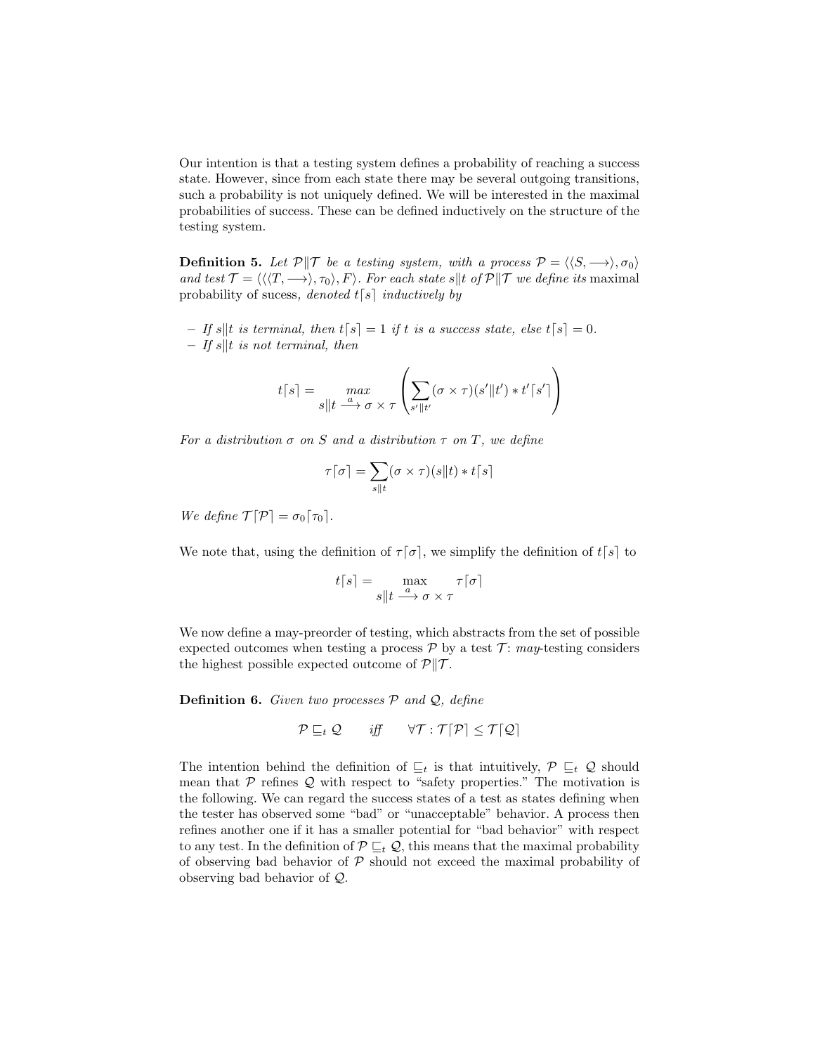Our intention is that a testing system defines a probability of reaching a success state. However, since from each state there may be several outgoing transitions, such a probability is not uniquely defined. We will be interested in the maximal probabilities of success. These can be defined inductively on the structure of the testing system.

**Definition 5.** *Let $\mathcal{P} \| \mathcal{T}$ be a testing system, with a process $\mathcal{P} = \langle \langle S, \longrightarrow \rangle, \sigma_0 \rangle$ and test $\mathcal{T} = \langle \langle \langle T, \longrightarrow \rangle, \tau_0 \rangle, F \rangle$. For each state $s \| t$ of $\mathcal{P} \| \mathcal{T}$ we define its* maximal probability of sucess, *denoted $t \lceil s \rceil$ inductively by*

- *If $s \| t$ is terminal, then $t \lceil s \rceil = 1$ if $t$ is a success state, else $t \lceil s \rceil = 0$.*
- *If $s \| t$ is not terminal, then*

$$t \lceil s \rceil = \max_{s \| t \xrightarrow{a} \sigma \times \tau} \left( \sum_{s' \| t'} (\sigma \times \tau)(s' \| t') * t' \lceil s' \rceil \right)$$

*For a distribution $\sigma$ on $S$ and a distribution $\tau$ on $T$, we define*

$$\tau \lceil \sigma \rceil = \sum_{s \| t} (\sigma \times \tau)(s \| t) * t \lceil s \rceil$$

*We define $\mathcal{T} \lceil \mathcal{P} \rceil = \sigma_0 \lceil \tau_0 \rceil$.*

We note that, using the definition of $\tau \lceil \sigma \rceil$, we simplify the definition of $t \lceil s \rceil$ to

$$t \lceil s \rceil = \max_{s \| t \xrightarrow{a} \sigma \times \tau} \tau \lceil \sigma \rceil$$

We now define a may-preorder of testing, which abstracts from the set of possible expected outcomes when testing a process $\mathcal{P}$ by a test $\mathcal{T}$: *may*-testing considers the highest possible expected outcome of $\mathcal{P} \| \mathcal{T}$.

**Definition 6.** *Given two processes $\mathcal{P}$ and $\mathcal{Q}$, define*

$$\mathcal{P} \sqsubseteq_t \mathcal{Q} \qquad \textit{iff} \qquad \forall \mathcal{T} : \mathcal{T} \lceil \mathcal{P} \rceil \leq \mathcal{T} \lceil \mathcal{Q} \rceil$$

The intention behind the definition of $\sqsubseteq_t$ is that intuitively, $\mathcal{P} \sqsubseteq_t \mathcal{Q}$ should mean that $\mathcal{P}$ refines $\mathcal{Q}$ with respect to "safety properties." The motivation is the following. We can regard the success states of a test as states defining when the tester has observed some "bad" or "unacceptable" behavior. A process then refines another one if it has a smaller potential for "bad behavior" with respect to any test. In the definition of $\mathcal{P} \sqsubseteq_t \mathcal{Q}$, this means that the maximal probability of observing bad behavior of $\mathcal{P}$ should not exceed the maximal probability of observing bad behavior of $\mathcal{Q}$.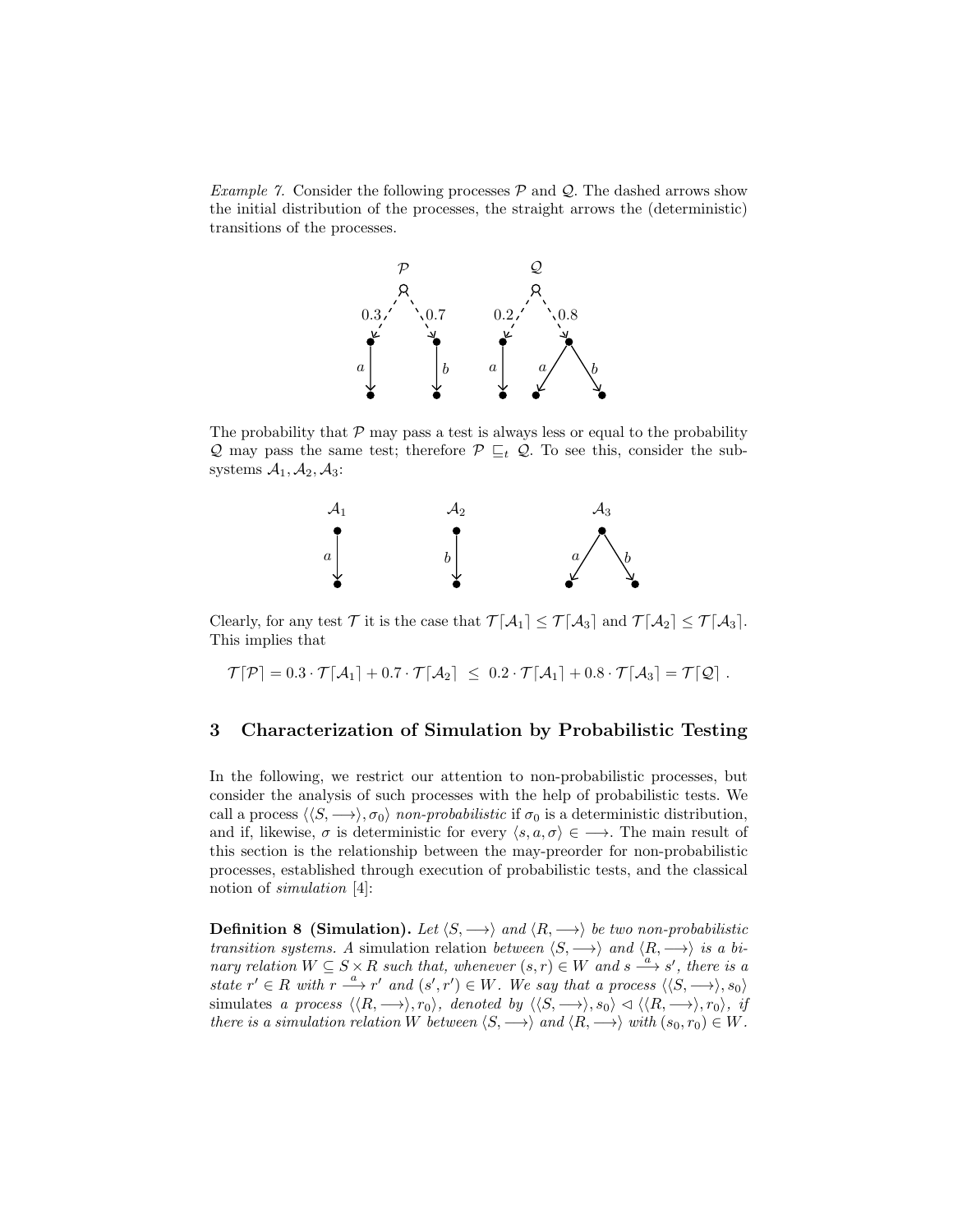*Example 7.* Consider the following processes $\mathcal{P}$ and $\mathcal{Q}$. The dashed arrows show the initial distribution of the processes, the straight arrows the (deterministic) transitions of the processes.

The probability that $\mathcal{P}$ may pass a test is always less or equal to the probability $\mathcal{Q}$ may pass the same test; therefore $\mathcal{P} \sqsubseteq_t \mathcal{Q}$. To see this, consider the subsystems $\mathcal{A}_1, \mathcal{A}_2, \mathcal{A}_3$:

Clearly, for any test $\mathcal{T}$ it is the case that $\mathcal{T}\lceil\mathcal{A}_1\rceil \leq \mathcal{T}\lceil\mathcal{A}_3\rceil$ and $\mathcal{T}\lceil\mathcal{A}_2\rceil \leq \mathcal{T}\lceil\mathcal{A}_3\rceil$. This implies that

$$\mathcal{T}\lceil\mathcal{P}\rceil = 0.3 \cdot \mathcal{T}\lceil\mathcal{A}_1\rceil + 0.7 \cdot \mathcal{T}\lceil\mathcal{A}_2\rceil \;\leq\; 0.2 \cdot \mathcal{T}\lceil\mathcal{A}_1\rceil + 0.8 \cdot \mathcal{T}\lceil\mathcal{A}_3\rceil = \mathcal{T}\lceil\mathcal{Q}\rceil \ .$$

## 3 Characterization of Simulation by Probabilistic Testing

In the following, we restrict our attention to non-probabilistic processes, but consider the analysis of such processes with the help of probabilistic tests. We call a process $\langle\langle S, \longrightarrow\rangle, \sigma_0\rangle$ *non-probabilistic* if $\sigma_0$ is a deterministic distribution, and if, likewise, $\sigma$ is deterministic for every $\langle s, a, \sigma\rangle \in \longrightarrow$. The main result of this section is the relationship between the may-preorder for non-probabilistic processes, established through execution of probabilistic tests, and the classical notion of *simulation* [4]:

**Definition 8 (Simulation).** *Let $\langle S, \longrightarrow\rangle$ and $\langle R, \longrightarrow\rangle$ be two non-probabilistic transition systems. A* simulation relation *between $\langle S, \longrightarrow\rangle$ and $\langle R, \longrightarrow\rangle$ is a binary relation $W \subseteq S \times R$ such that, whenever $(s, r) \in W$ and $s \xrightarrow{a} s'$, there is a state $r' \in R$ with $r \xrightarrow{a} r'$ and $(s', r') \in W$. We say that a process $\langle\langle S, \longrightarrow\rangle, s_0\rangle$* simulates *a process $\langle\langle R, \longrightarrow\rangle, r_0\rangle$, denoted by $\langle\langle S, \longrightarrow\rangle, s_0\rangle \lhd \langle\langle R, \longrightarrow\rangle, r_0\rangle$, if there is a simulation relation $W$ between $\langle S, \longrightarrow\rangle$ and $\langle R, \longrightarrow\rangle$ with $(s_0, r_0) \in W$.*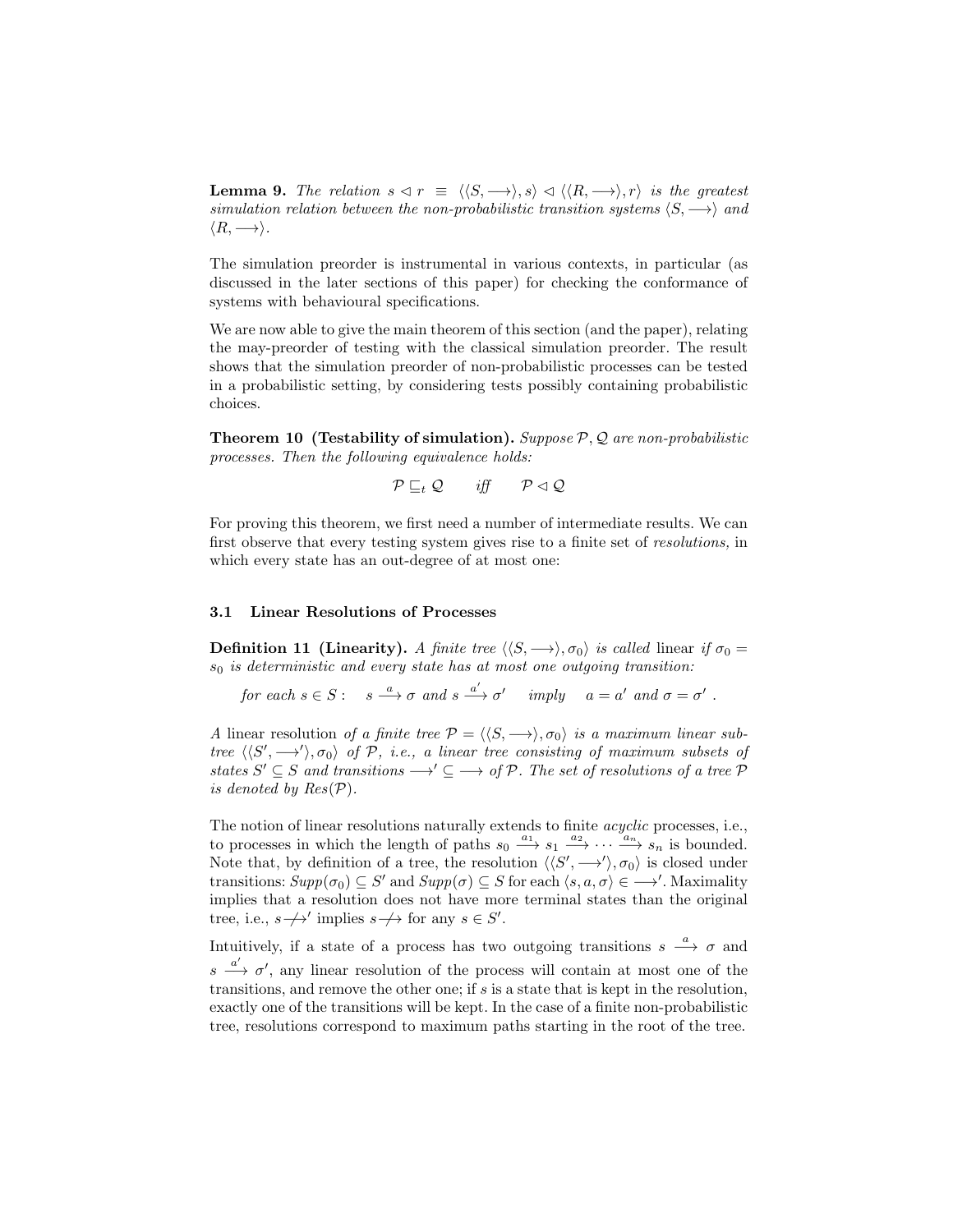**Lemma 9.** *The relation* $s \lhd r \;\equiv\; \langle\langle S, \longrightarrow\rangle, s\rangle \lhd \langle\langle R, \longrightarrow\rangle, r\rangle$ *is the greatest simulation relation between the non-probabilistic transition systems* $\langle S, \longrightarrow\rangle$ *and* $\langle R, \longrightarrow\rangle$.

The simulation preorder is instrumental in various contexts, in particular (as discussed in the later sections of this paper) for checking the conformance of systems with behavioural specifications.

We are now able to give the main theorem of this section (and the paper), relating the may-preorder of testing with the classical simulation preorder. The result shows that the simulation preorder of non-probabilistic processes can be tested in a probabilistic setting, by considering tests possibly containing probabilistic choices.

**Theorem 10 (Testability of simulation).** *Suppose* $\mathcal{P}, \mathcal{Q}$ *are non-probabilistic processes. Then the following equivalence holds:*

$$\mathcal{P} \sqsubseteq_t \mathcal{Q} \qquad \textit{iff} \qquad \mathcal{P} \lhd \mathcal{Q}$$

For proving this theorem, we first need a number of intermediate results. We can first observe that every testing system gives rise to a finite set of *resolutions,* in which every state has an out-degree of at most one:

### 3.1 Linear Resolutions of Processes

**Definition 11 (Linearity).** *A finite tree* $\langle\langle S, \longrightarrow\rangle, \sigma_0\rangle$ *is called* linear *if* $\sigma_0 = s_0$ *is deterministic and every state has at most one outgoing transition:*

$$\text{for each } s \in S: \quad s \xrightarrow{a} \sigma \text{ and } s \xrightarrow{a'} \sigma' \quad \text{imply} \quad a = a' \text{ and } \sigma = \sigma' \;.$$

*A* linear resolution *of a finite tree* $\mathcal{P} = \langle\langle S, \longrightarrow\rangle, \sigma_0\rangle$ *is a maximum linear subtree* $\langle\langle S', \longrightarrow'\rangle, \sigma_0\rangle$ *of* $\mathcal{P}$*, i.e., a linear tree consisting of maximum subsets of states* $S' \subseteq S$ *and transitions* $\longrightarrow' \subseteq \longrightarrow$ *of* $\mathcal{P}$*. The set of resolutions of a tree* $\mathcal{P}$ *is denoted by* $Res(\mathcal{P})$.

The notion of linear resolutions naturally extends to finite *acyclic* processes, i.e., to processes in which the length of paths $s_0 \xrightarrow{a_1} s_1 \xrightarrow{a_2} \cdots \xrightarrow{a_n} s_n$ is bounded. Note that, by definition of a tree, the resolution $\langle\langle S', \longrightarrow'\rangle, \sigma_0\rangle$ is closed under transitions: $Supp(\sigma_0) \subseteq S'$ and $Supp(\sigma) \subseteq S$ for each $\langle s, a, \sigma\rangle \in \longrightarrow'$. Maximality implies that a resolution does not have more terminal states than the original tree, i.e., $s \not\longrightarrow'$ implies $s \not\longrightarrow$ for any $s \in S'$.

Intuitively, if a state of a process has two outgoing transitions $s \xrightarrow{a} \sigma$ and $s \xrightarrow{a'} \sigma'$, any linear resolution of the process will contain at most one of the transitions, and remove the other one; if $s$ is a state that is kept in the resolution, exactly one of the transitions will be kept. In the case of a finite non-probabilistic tree, resolutions correspond to maximum paths starting in the root of the tree.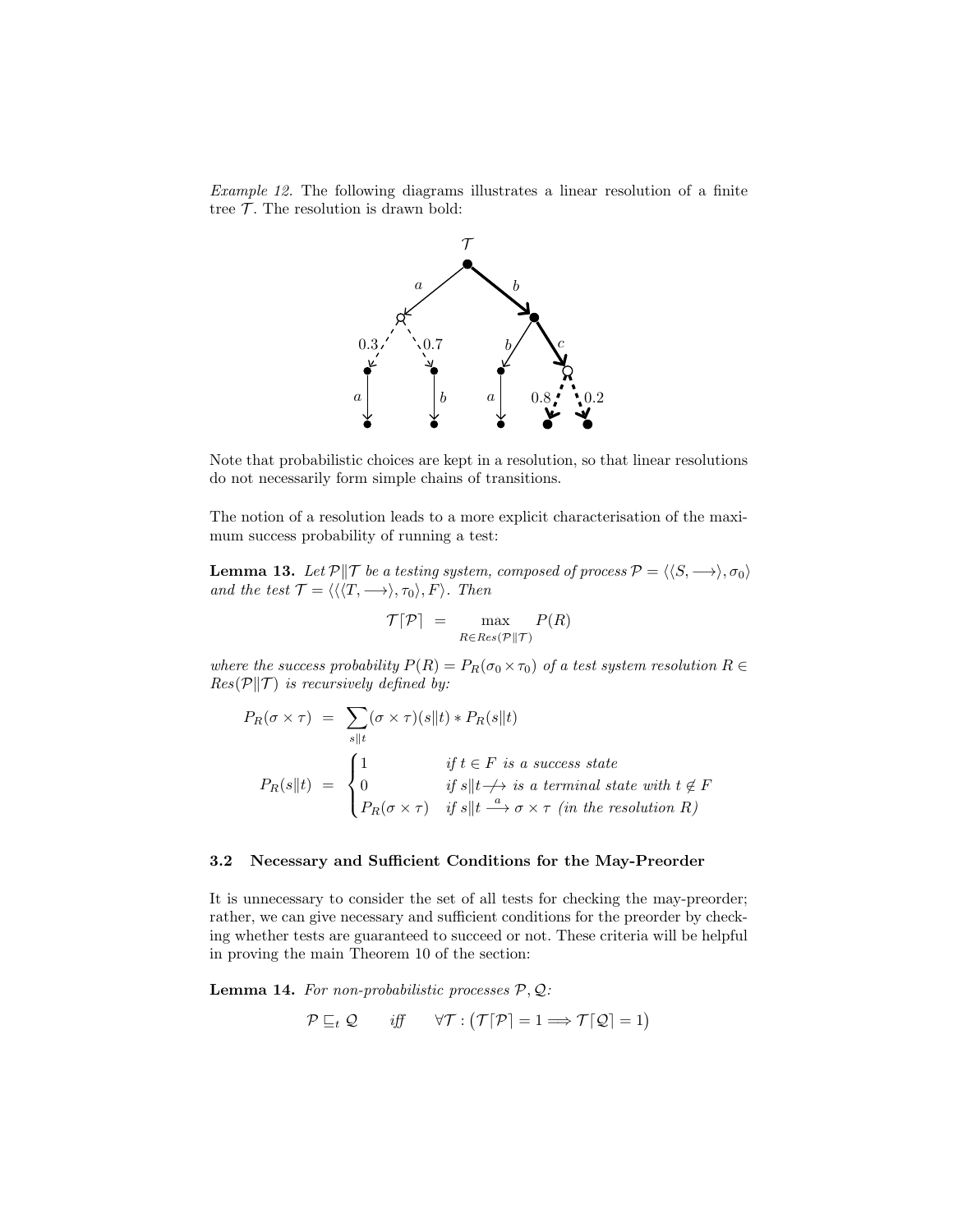*Example 12.* The following diagrams illustrates a linear resolution of a finite tree $\mathcal{T}$. The resolution is drawn bold:

Note that probabilistic choices are kept in a resolution, so that linear resolutions do not necessarily form simple chains of transitions.

The notion of a resolution leads to a more explicit characterisation of the maximum success probability of running a test:

**Lemma 13.** *Let $\mathcal{P}\|\mathcal{T}$ be a testing system, composed of process $\mathcal{P} = \langle\langle S, \longrightarrow\rangle, \sigma_0\rangle$ and the test $\mathcal{T} = \langle\langle\langle T, \longrightarrow\rangle, \tau_0\rangle, F\rangle$. Then*

$$\mathcal{T}\lceil\mathcal{P}\rceil \;=\; \max_{R \in Res(\mathcal{P}\|\mathcal{T})} P(R)$$

*where the success probability $P(R) = P_R(\sigma_0 \times \tau_0)$ of a test system resolution $R \in Res(\mathcal{P}\|\mathcal{T})$ is recursively defined by:*

$$P_R(\sigma \times \tau) \;=\; \sum_{s\|t} (\sigma \times \tau)(s\|t) * P_R(s\|t)$$

$$P_R(s\|t) \;=\; \begin{cases} 1 & \text{if } t \in F \text{ is a success state} \\ 0 & \text{if } s\|t \not\longrightarrow \text{ is a terminal state with } t \notin F \\ P_R(\sigma \times \tau) & \text{if } s\|t \xrightarrow{a} \sigma \times \tau \text{ (in the resolution } R\text{)} \end{cases}$$

### 3.2 Necessary and Sufficient Conditions for the May-Preorder

It is unnecessary to consider the set of all tests for checking the may-preorder; rather, we can give necessary and sufficient conditions for the preorder by checking whether tests are guaranteed to succeed or not. These criteria will be helpful in proving the main Theorem 10 of the section:

**Lemma 14.** *For non-probabilistic processes $\mathcal{P}, \mathcal{Q}$:*

$$\mathcal{P} \sqsubseteq_t \mathcal{Q} \qquad \textit{iff} \qquad \forall \mathcal{T} : \big(\mathcal{T}\lceil\mathcal{P}\rceil = 1 \Longrightarrow \mathcal{T}\lceil\mathcal{Q}\rceil = 1\big)$$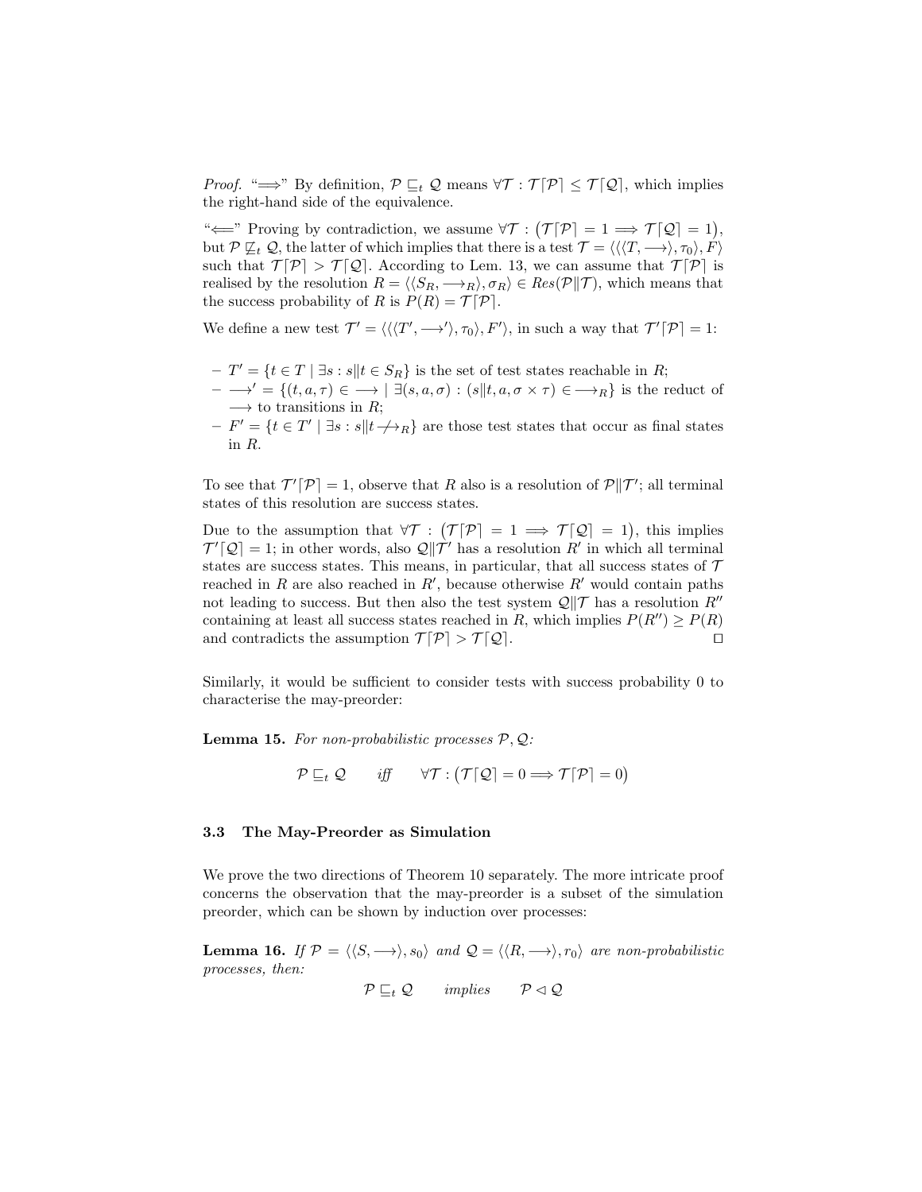*Proof.* "$\Longrightarrow$" By definition, $\mathcal{P} \sqsubseteq_t \mathcal{Q}$ means $\forall \mathcal{T} : \mathcal{T}\lceil\mathcal{P}\rceil \leq \mathcal{T}\lceil\mathcal{Q}\rceil$, which implies the right-hand side of the equivalence.

"$\Longleftarrow$" Proving by contradiction, we assume $\forall \mathcal{T} : \big(\mathcal{T}\lceil\mathcal{P}\rceil = 1 \Longrightarrow \mathcal{T}\lceil\mathcal{Q}\rceil = 1\big)$, but $\mathcal{P} \not\sqsubseteq_t \mathcal{Q}$, the latter of which implies that there is a test $\mathcal{T} = \langle\langle\langle T, \longrightarrow\rangle, \tau_0\rangle, F\rangle$ such that $\mathcal{T}\lceil\mathcal{P}\rceil > \mathcal{T}\lceil\mathcal{Q}\rceil$. According to Lem. 13, we can assume that $\mathcal{T}\lceil\mathcal{P}\rceil$ is realised by the resolution $R = \langle\langle S_R, \longrightarrow_R\rangle, \sigma_R\rangle \in Res(\mathcal{P}\|\mathcal{T})$, which means that the success probability of $R$ is $P(R) = \mathcal{T}\lceil\mathcal{P}\rceil$.

We define a new test $\mathcal{T}' = \langle\langle\langle T', \longrightarrow'\rangle, \tau_0\rangle, F'\rangle$, in such a way that $\mathcal{T}'\lceil\mathcal{P}\rceil = 1$:

- $T' = \{t \in T \mid \exists s : s\|t \in S_R\}$ is the set of test states reachable in $R$;
- $\longrightarrow' = \{(t, a, \tau) \in \longrightarrow \mid \exists (s, a, \sigma) : (s\|t, a, \sigma \times \tau) \in \longrightarrow_R\}$ is the reduct of $\longrightarrow$ to transitions in $R$;
- $F' = \{t \in T' \mid \exists s : s\|t \not\longrightarrow_R\}$ are those test states that occur as final states in $R$.

To see that $\mathcal{T}'\lceil\mathcal{P}\rceil = 1$, observe that $R$ also is a resolution of $\mathcal{P}\|\mathcal{T}'$; all terminal states of this resolution are success states.

Due to the assumption that $\forall \mathcal{T} : \big(\mathcal{T}\lceil\mathcal{P}\rceil = 1 \Longrightarrow \mathcal{T}\lceil\mathcal{Q}\rceil = 1\big)$, this implies $\mathcal{T}'\lceil\mathcal{Q}\rceil = 1$; in other words, also $\mathcal{Q}\|\mathcal{T}'$ has a resolution $R'$ in which all terminal states are success states. This means, in particular, that all success states of $\mathcal{T}$ reached in $R$ are also reached in $R'$, because otherwise $R'$ would contain paths not leading to success. But then also the test system $\mathcal{Q}\|\mathcal{T}$ has a resolution $R''$ containing at least all success states reached in $R$, which implies $P(R'') \geq P(R)$ and contradicts the assumption $\mathcal{T}\lceil\mathcal{P}\rceil > \mathcal{T}\lceil\mathcal{Q}\rceil$. $\square$

Similarly, it would be sufficient to consider tests with success probability 0 to characterise the may-preorder:

**Lemma 15.** *For non-probabilistic processes $\mathcal{P}, \mathcal{Q}$:*

$$\mathcal{P} \sqsubseteq_t \mathcal{Q} \qquad \textit{iff} \qquad \forall \mathcal{T} : \big(\mathcal{T}\lceil\mathcal{Q}\rceil = 0 \Longrightarrow \mathcal{T}\lceil\mathcal{P}\rceil = 0\big)$$

### 3.3 The May-Preorder as Simulation

We prove the two directions of Theorem 10 separately. The more intricate proof concerns the observation that the may-preorder is a subset of the simulation preorder, which can be shown by induction over processes:

**Lemma 16.** *If $\mathcal{P} = \langle\langle S, \longrightarrow\rangle, s_0\rangle$ and $\mathcal{Q} = \langle\langle R, \longrightarrow\rangle, r_0\rangle$ are non-probabilistic processes, then:*

$$\mathcal{P} \sqsubseteq_t \mathcal{Q} \qquad \textit{implies} \qquad \mathcal{P} \lhd \mathcal{Q}$$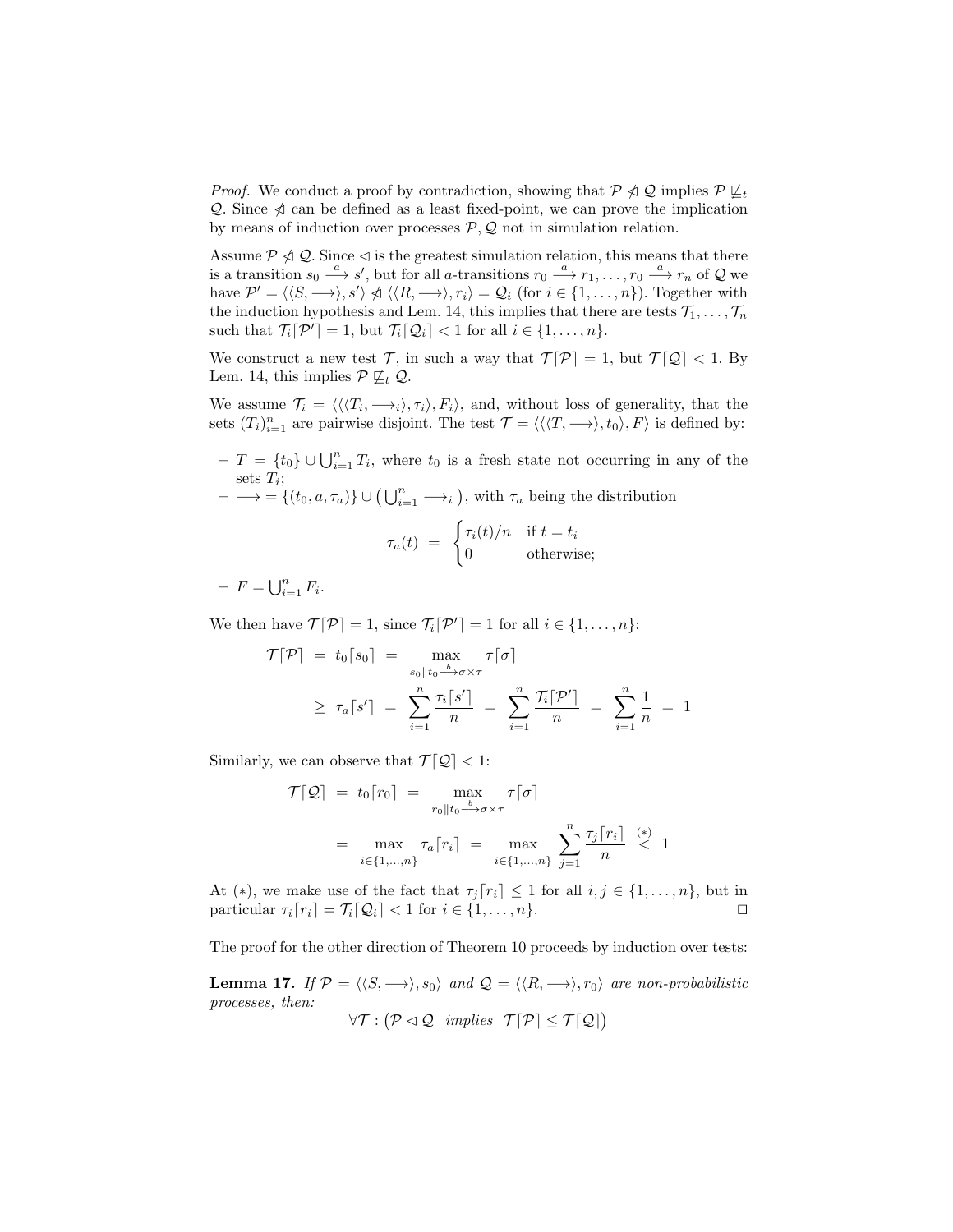*Proof.* We conduct a proof by contradiction, showing that $\mathcal{P} \not\lhd \mathcal{Q}$ implies $\mathcal{P} \not\sqsubseteq_t \mathcal{Q}$. Since $\not\lhd$ can be defined as a least fixed-point, we can prove the implication by means of induction over processes $\mathcal{P}, \mathcal{Q}$ not in simulation relation.

Assume $\mathcal{P} \not\lhd \mathcal{Q}$. Since $\lhd$ is the greatest simulation relation, this means that there is a transition $s_0 \xrightarrow{a} s'$, but for all $a$-transitions $r_0 \xrightarrow{a} r_1, \ldots, r_0 \xrightarrow{a} r_n$ of $\mathcal{Q}$ we have $\mathcal{P}' = \langle\langle S, \longrightarrow\rangle, s'\rangle \not\lhd \langle\langle R, \longrightarrow\rangle, r_i\rangle = \mathcal{Q}_i$ (for $i \in \{1, \ldots, n\}$). Together with the induction hypothesis and Lem. 14, this implies that there are tests $\mathcal{T}_1, \ldots, \mathcal{T}_n$ such that $\mathcal{T}_i\lceil\mathcal{P}'\rceil = 1$, but $\mathcal{T}_i\lceil\mathcal{Q}_i\rceil < 1$ for all $i \in \{1, \ldots, n\}$.

We construct a new test $\mathcal{T}$, in such a way that $\mathcal{T}\lceil\mathcal{P}\rceil = 1$, but $\mathcal{T}\lceil\mathcal{Q}\rceil < 1$. By Lem. 14, this implies $\mathcal{P} \not\sqsubseteq_t \mathcal{Q}$.

We assume $\mathcal{T}_i = \langle\langle\langle T_i, \longrightarrow_i\rangle, \tau_i\rangle, F_i\rangle$, and, without loss of generality, that the sets $(T_i)_{i=1}^n$ are pairwise disjoint. The test $\mathcal{T} = \langle\langle\langle T, \longrightarrow\rangle, t_0\rangle, F\rangle$ is defined by:

- $T = \{t_0\} \cup \bigcup_{i=1}^n T_i$, where $t_0$ is a fresh state not occurring in any of the sets $T_i$;
- $\longrightarrow = \{(t_0, a, \tau_a)\} \cup \big(\bigcup_{i=1}^n \longrightarrow_i\big)$, with $\tau_a$ being the distribution

$$\tau_a(t) \;=\; \begin{cases} \tau_i(t)/n & \text{if } t = t_i \\ 0 & \text{otherwise;} \end{cases}$$

- $F = \bigcup_{i=1}^n F_i$.

We then have $\mathcal{T}\lceil\mathcal{P}\rceil = 1$, since $\mathcal{T}_i\lceil\mathcal{P}'\rceil = 1$ for all $i \in \{1, \ldots, n\}$:

$$\begin{aligned}
\mathcal{T}\lceil\mathcal{P}\rceil \;=\; t_0\lceil s_0\rceil \;&=\; \max_{s_0\|t_0 \xrightarrow{b} \sigma\times\tau} \tau\lceil\sigma\rceil \\
&\geq\; \tau_a\lceil s'\rceil \;=\; \sum_{i=1}^n \frac{\tau_i\lceil s'\rceil}{n} \;=\; \sum_{i=1}^n \frac{\mathcal{T}_i\lceil\mathcal{P}'\rceil}{n} \;=\; \sum_{i=1}^n \frac{1}{n} \;=\; 1
\end{aligned}$$

Similarly, we can observe that $\mathcal{T}\lceil\mathcal{Q}\rceil < 1$:

$$\begin{aligned}
\mathcal{T}\lceil\mathcal{Q}\rceil \;=\; t_0\lceil r_0\rceil \;&=\; \max_{r_0\|t_0 \xrightarrow{b} \sigma\times\tau} \tau\lceil\sigma\rceil \\
&=\; \max_{i\in\{1,\ldots,n\}} \tau_a\lceil r_i\rceil \;=\; \max_{i\in\{1,\ldots,n\}} \sum_{j=1}^n \frac{\tau_j\lceil r_i\rceil}{n} \;\overset{(*)}{<}\; 1
\end{aligned}$$

At $(*)$, we make use of the fact that $\tau_j\lceil r_i\rceil \leq 1$ for all $i, j \in \{1, \ldots, n\}$, but in particular $\tau_i\lceil r_i\rceil = \mathcal{T}_i\lceil\mathcal{Q}_i\rceil < 1$ for $i \in \{1, \ldots, n\}$. $\square$

The proof for the other direction of Theorem 10 proceeds by induction over tests:

**Lemma 17.** *If $\mathcal{P} = \langle\langle S, \longrightarrow\rangle, s_0\rangle$ and $\mathcal{Q} = \langle\langle R, \longrightarrow\rangle, r_0\rangle$ are non-probabilistic processes, then:*

$$\forall\mathcal{T} : \big(\mathcal{P} \lhd \mathcal{Q} \;\; \textit{implies} \;\; \mathcal{T}\lceil\mathcal{P}\rceil \leq \mathcal{T}\lceil\mathcal{Q}\rceil\big)$$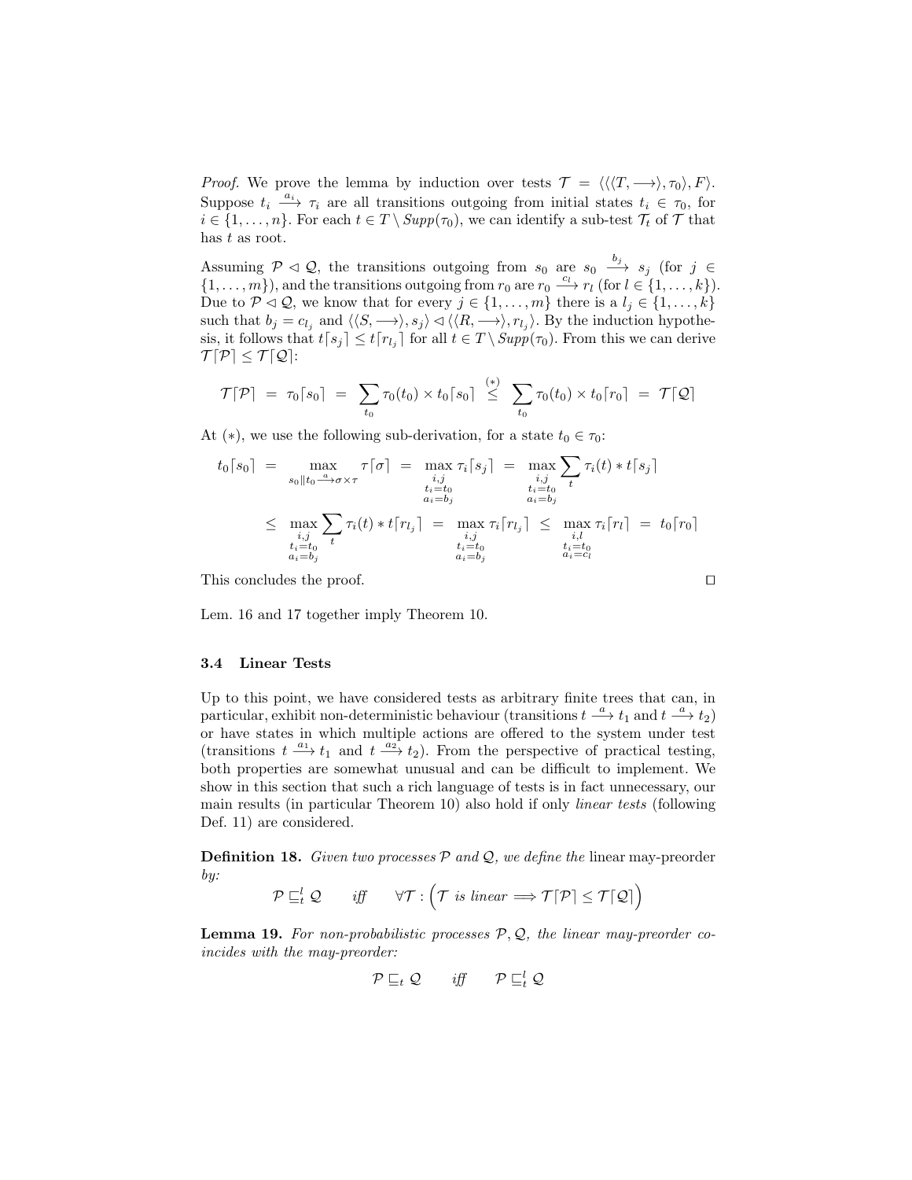*Proof.* We prove the lemma by induction over tests $\mathcal{T} = \langle\langle\langle T, \longrightarrow\rangle, \tau_0\rangle, F\rangle$. Suppose $t_i \xrightarrow{a_i} \tau_i$ are all transitions outgoing from initial states $t_i \in \tau_0$, for $i \in \{1, \ldots, n\}$. For each $t \in T \setminus Supp(\tau_0)$, we can identify a sub-test $\mathcal{T}_t$ of $\mathcal{T}$ that has $t$ as root.

Assuming $\mathcal{P} \lhd \mathcal{Q}$, the transitions outgoing from $s_0$ are $s_0 \xrightarrow{b_j} s_j$ (for $j \in \{1, \ldots, m\}$), and the transitions outgoing from $r_0$ are $r_0 \xrightarrow{c_l} r_l$ (for $l \in \{1, \ldots, k\}$). Due to $\mathcal{P} \lhd \mathcal{Q}$, we know that for every $j \in \{1, \ldots, m\}$ there is a $l_j \in \{1, \ldots, k\}$ such that $b_j = c_{l_j}$ and $\langle\langle S, \longrightarrow\rangle, s_j\rangle \lhd \langle\langle R, \longrightarrow\rangle, r_{l_j}\rangle$. By the induction hypothesis, it follows that $t\lceil s_j\rceil \leq t\lceil r_{l_j}\rceil$ for all $t \in T \setminus Supp(\tau_0)$. From this we can derive $\mathcal{T}\lceil\mathcal{P}\rceil \leq \mathcal{T}\lceil\mathcal{Q}\rceil$:

$$\mathcal{T}\lceil\mathcal{P}\rceil \;=\; \tau_0\lceil s_0\rceil \;=\; \sum_{t_0} \tau_0(t_0) \times t_0\lceil s_0\rceil \;\overset{(*)}{\leq}\; \sum_{t_0} \tau_0(t_0) \times t_0\lceil r_0\rceil \;=\; \mathcal{T}\lceil\mathcal{Q}\rceil$$

At $(*)$, we use the following sub-derivation, for a state $t_0 \in \tau_0$:

$$\begin{aligned}
t_0\lceil s_0\rceil \;&=\; \max_{s_0 \| t_0 \xrightarrow{a} \sigma \times \tau} \tau\lceil\sigma\rceil \;=\; \max_{\substack{i,j\\ t_i = t_0\\ a_i = b_j}} \tau_i\lceil s_j\rceil \;=\; \max_{\substack{i,j\\ t_i = t_0\\ a_i = b_j}} \sum_t \tau_i(t) * t\lceil s_j\rceil \\
&\leq\; \max_{\substack{i,j\\ t_i = t_0\\ a_i = b_j}} \sum_t \tau_i(t) * t\lceil r_{l_j}\rceil \;=\; \max_{\substack{i,j\\ t_i = t_0\\ a_i = b_j}} \tau_i\lceil r_{l_j}\rceil \;\leq\; \max_{\substack{i,l\\ t_i = t_0\\ a_i = c_l}} \tau_i\lceil r_l\rceil \;=\; t_0\lceil r_0\rceil
\end{aligned}$$

This concludes the proof. $\square$

Lem. 16 and 17 together imply Theorem 10.

### 3.4 Linear Tests

Up to this point, we have considered tests as arbitrary finite trees that can, in particular, exhibit non-deterministic behaviour (transitions $t \xrightarrow{a} t_1$ and $t \xrightarrow{a} t_2$) or have states in which multiple actions are offered to the system under test (transitions $t \xrightarrow{a_1} t_1$ and $t \xrightarrow{a_2} t_2$). From the perspective of practical testing, both properties are somewhat unusual and can be difficult to implement. We show in this section that such a rich language of tests is in fact unnecessary, our main results (in particular Theorem 10) also hold if only *linear tests* (following Def. 11) are considered.

**Definition 18.** *Given two processes $\mathcal{P}$ and $\mathcal{Q}$, we define the* linear may-preorder *by:*

$$\mathcal{P} \sqsubseteq_t^l \mathcal{Q} \qquad \textit{iff} \qquad \forall \mathcal{T} : \Big(\mathcal{T} \textit{ is linear} \Longrightarrow \mathcal{T}\lceil\mathcal{P}\rceil \leq \mathcal{T}\lceil\mathcal{Q}\rceil\Big)$$

**Lemma 19.** *For non-probabilistic processes $\mathcal{P}, \mathcal{Q}$, the linear may-preorder coincides with the may-preorder:*

$$\mathcal{P} \sqsubseteq_t \mathcal{Q} \qquad \textit{iff} \qquad \mathcal{P} \sqsubseteq_t^l \mathcal{Q}$$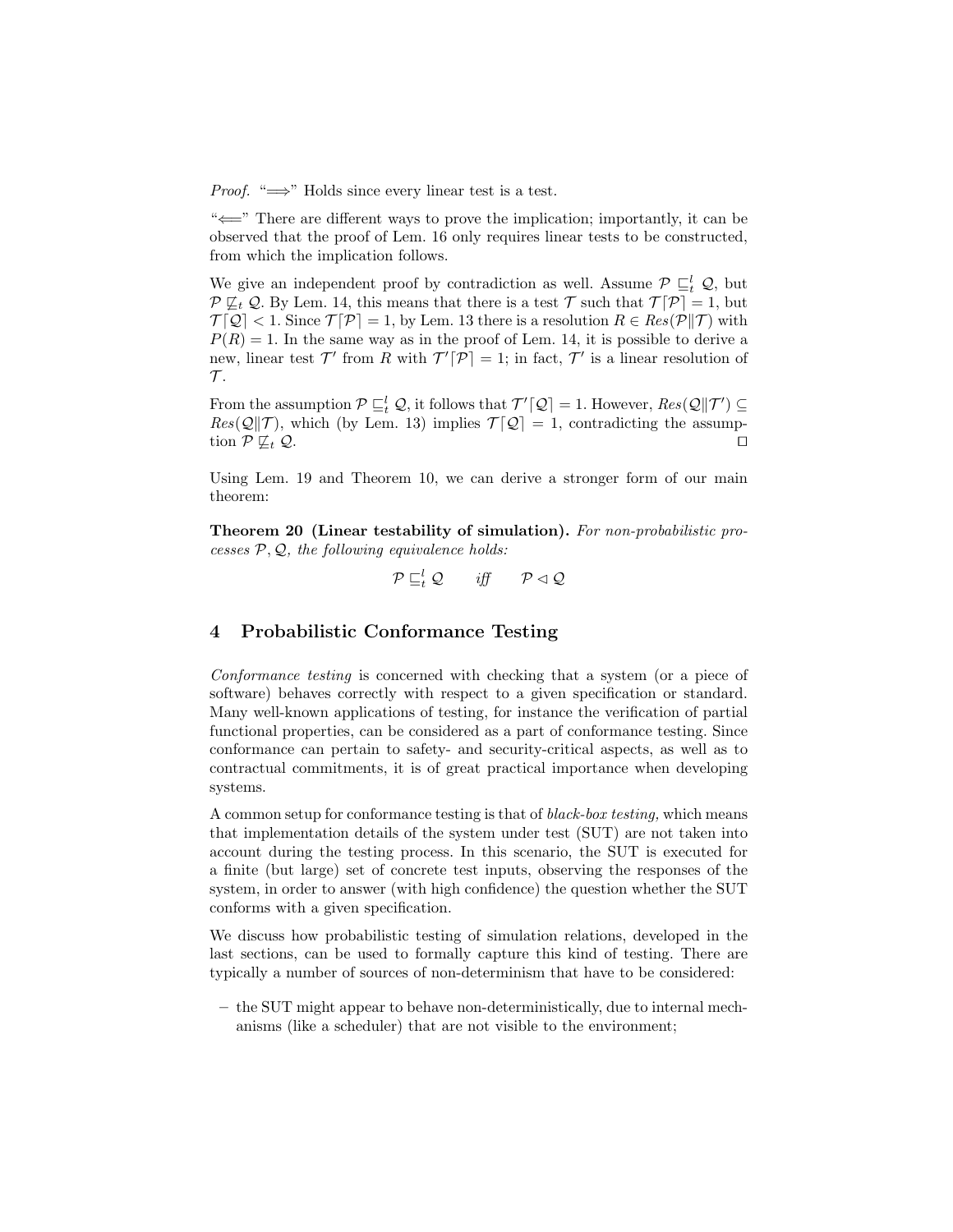*Proof.* "$\Longrightarrow$" Holds since every linear test is a test.

"$\Longleftarrow$" There are different ways to prove the implication; importantly, it can be observed that the proof of Lem. 16 only requires linear tests to be constructed, from which the implication follows.

We give an independent proof by contradiction as well. Assume $\mathcal{P} \sqsubseteq_t^l \mathcal{Q}$, but $\mathcal{P} \not\sqsubseteq_t \mathcal{Q}$. By Lem. 14, this means that there is a test $\mathcal{T}$ such that $\mathcal{T}\lceil\mathcal{P}\rceil = 1$, but $\mathcal{T}\lceil\mathcal{Q}\rceil < 1$. Since $\mathcal{T}\lceil\mathcal{P}\rceil = 1$, by Lem. 13 there is a resolution $R \in Res(\mathcal{P}\|\mathcal{T})$ with $P(R) = 1$. In the same way as in the proof of Lem. 14, it is possible to derive a new, linear test $\mathcal{T}'$ from $R$ with $\mathcal{T}'\lceil\mathcal{P}\rceil = 1$; in fact, $\mathcal{T}'$ is a linear resolution of $\mathcal{T}$.

From the assumption $\mathcal{P} \sqsubseteq_t^l \mathcal{Q}$, it follows that $\mathcal{T}'\lceil\mathcal{Q}\rceil = 1$. However, $Res(\mathcal{Q}\|\mathcal{T}') \subseteq Res(\mathcal{Q}\|\mathcal{T})$, which (by Lem. 13) implies $\mathcal{T}\lceil\mathcal{Q}\rceil = 1$, contradicting the assumption $\mathcal{P} \not\sqsubseteq_t \mathcal{Q}$. ☐

Using Lem. 19 and Theorem 10, we can derive a stronger form of our main theorem:

**Theorem 20 (Linear testability of simulation).** *For non-probabilistic processes $\mathcal{P}, \mathcal{Q}$, the following equivalence holds:*

$$\mathcal{P} \sqsubseteq_t^l \mathcal{Q} \qquad \textit{iff} \qquad \mathcal{P} \lhd \mathcal{Q}$$

## 4 Probabilistic Conformance Testing

*Conformance testing* is concerned with checking that a system (or a piece of software) behaves correctly with respect to a given specification or standard. Many well-known applications of testing, for instance the verification of partial functional properties, can be considered as a part of conformance testing. Since conformance can pertain to safety- and security-critical aspects, as well as to contractual commitments, it is of great practical importance when developing systems.

A common setup for conformance testing is that of *black-box testing,* which means that implementation details of the system under test (SUT) are not taken into account during the testing process. In this scenario, the SUT is executed for a finite (but large) set of concrete test inputs, observing the responses of the system, in order to answer (with high confidence) the question whether the SUT conforms with a given specification.

We discuss how probabilistic testing of simulation relations, developed in the last sections, can be used to formally capture this kind of testing. There are typically a number of sources of non-determinism that have to be considered:

- the SUT might appear to behave non-deterministically, due to internal mechanisms (like a scheduler) that are not visible to the environment;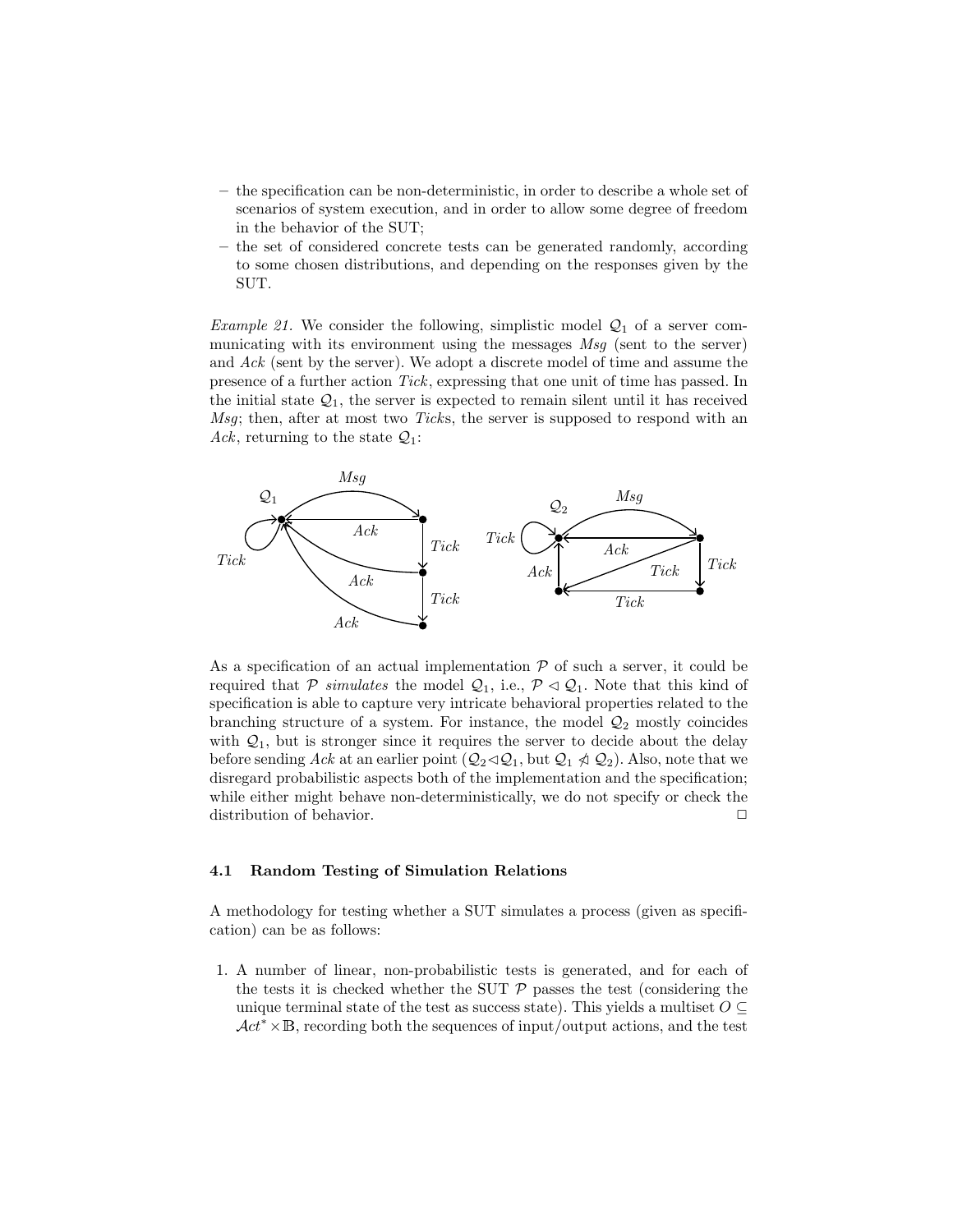– the specification can be non-deterministic, in order to describe a whole set of scenarios of system execution, and in order to allow some degree of freedom in the behavior of the SUT;
– the set of considered concrete tests can be generated randomly, according to some chosen distributions, and depending on the responses given by the SUT.

*Example 21.* We consider the following, simplistic model $\mathcal{Q}_1$ of a server communicating with its environment using the messages *Msg* (sent to the server) and *Ack* (sent by the server). We adopt a discrete model of time and assume the presence of a further action *Tick*, expressing that one unit of time has passed. In the initial state $\mathcal{Q}_1$, the server is expected to remain silent until it has received *Msg*; then, after at most two *Tick*s, the server is supposed to respond with an *Ack*, returning to the state $\mathcal{Q}_1$:

As a specification of an actual implementation $\mathcal{P}$ of such a server, it could be required that $\mathcal{P}$ *simulates* the model $\mathcal{Q}_1$, i.e., $\mathcal{P} \lhd \mathcal{Q}_1$. Note that this kind of specification is able to capture very intricate behavioral properties related to the branching structure of a system. For instance, the model $\mathcal{Q}_2$ mostly coincides with $\mathcal{Q}_1$, but is stronger since it requires the server to decide about the delay before sending *Ack* at an earlier point ($\mathcal{Q}_2 \lhd \mathcal{Q}_1$, but $\mathcal{Q}_1 \not\lhd \mathcal{Q}_2$). Also, note that we disregard probabilistic aspects both of the implementation and the specification; while either might behave non-deterministically, we do not specify or check the distribution of behavior. □

### 4.1 Random Testing of Simulation Relations

A methodology for testing whether a SUT simulates a process (given as specification) can be as follows:

1. A number of linear, non-probabilistic tests is generated, and for each of the tests it is checked whether the SUT $\mathcal{P}$ passes the test (considering the unique terminal state of the test as success state). This yields a multiset $O \subseteq \mathcal{A}ct^* \times \mathbb{B}$, recording both the sequences of input/output actions, and the test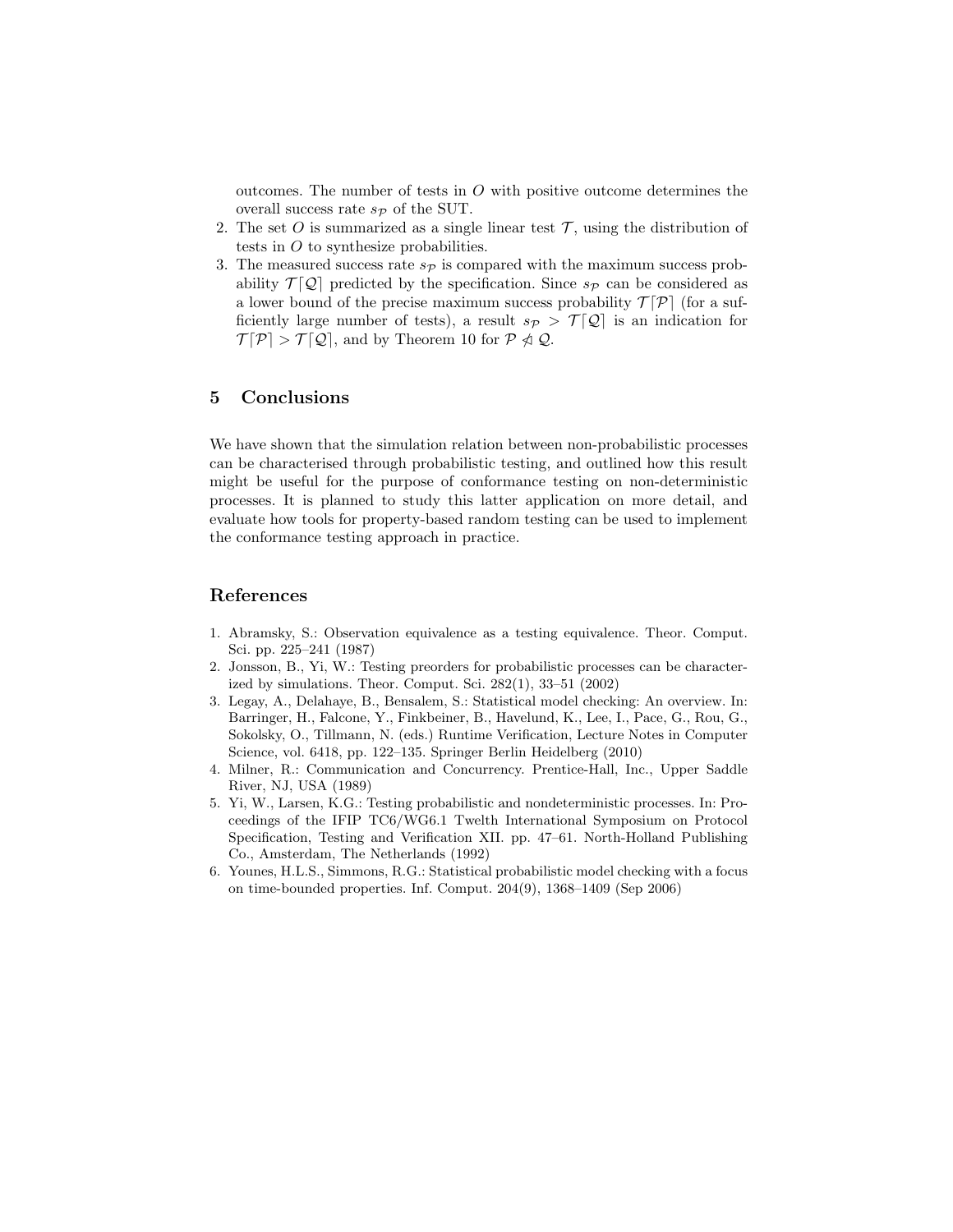outcomes. The number of tests in $O$ with positive outcome determines the overall success rate $s_{\mathcal{P}}$ of the SUT.

2. The set $O$ is summarized as a single linear test $\mathcal{T}$, using the distribution of tests in $O$ to synthesize probabilities.
3. The measured success rate $s_{\mathcal{P}}$ is compared with the maximum success probability $\mathcal{T}\lceil\mathcal{Q}\rceil$ predicted by the specification. Since $s_{\mathcal{P}}$ can be considered as a lower bound of the precise maximum success probability $\mathcal{T}\lceil\mathcal{P}\rceil$ (for a sufficiently large number of tests), a result $s_{\mathcal{P}} > \mathcal{T}\lceil\mathcal{Q}\rceil$ is an indication for $\mathcal{T}\lceil\mathcal{P}\rceil > \mathcal{T}\lceil\mathcal{Q}\rceil$, and by Theorem 10 for $\mathcal{P} \ntrianglelefteq \mathcal{Q}$.

## 5 Conclusions

We have shown that the simulation relation between non-probabilistic processes can be characterised through probabilistic testing, and outlined how this result might be useful for the purpose of conformance testing on non-deterministic processes. It is planned to study this latter application on more detail, and evaluate how tools for property-based random testing can be used to implement the conformance testing approach in practice.

## References

1. Abramsky, S.: Observation equivalence as a testing equivalence. Theor. Comput. Sci. pp. 225–241 (1987)
2. Jonsson, B., Yi, W.: Testing preorders for probabilistic processes can be characterized by simulations. Theor. Comput. Sci. 282(1), 33–51 (2002)
3. Legay, A., Delahaye, B., Bensalem, S.: Statistical model checking: An overview. In: Barringer, H., Falcone, Y., Finkbeiner, B., Havelund, K., Lee, I., Pace, G., Rou, G., Sokolsky, O., Tillmann, N. (eds.) Runtime Verification, Lecture Notes in Computer Science, vol. 6418, pp. 122–135. Springer Berlin Heidelberg (2010)
4. Milner, R.: Communication and Concurrency. Prentice-Hall, Inc., Upper Saddle River, NJ, USA (1989)
5. Yi, W., Larsen, K.G.: Testing probabilistic and nondeterministic processes. In: Proceedings of the IFIP TC6/WG6.1 Twelth International Symposium on Protocol Specification, Testing and Verification XII. pp. 47–61. North-Holland Publishing Co., Amsterdam, The Netherlands (1992)
6. Younes, H.L.S., Simmons, R.G.: Statistical probabilistic model checking with a focus on time-bounded properties. Inf. Comput. 204(9), 1368–1409 (Sep 2006)